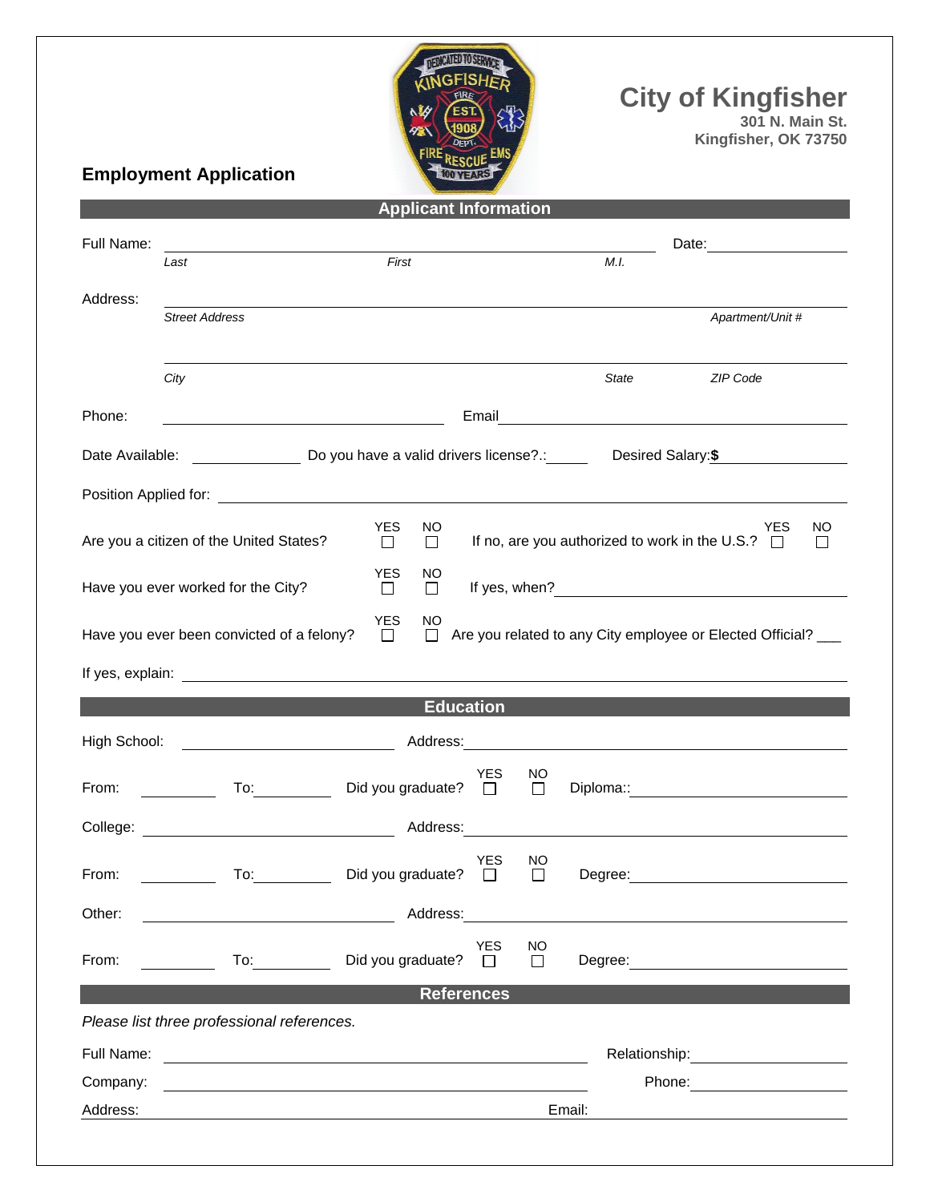# City of Kingfisher

**301 N. Main St.**
**Kingfisher, OK 73750**

## Employment Application

### Applicant Information

Full Name: ______________________________ Date: __________
*Last* *First* *M.I.*

Address: ______________________________
*Street Address* *Apartment/Unit #*

______________________________
*City* *State* *ZIP Code*

Phone: ______________ Email ______________

Date Available: __________ Do you have a valid drivers license?.: _____ Desired Salary: **$** __________

Position Applied for: ______________________________

Are you a citizen of the United States? YES ☐ NO ☐ If no, are you authorized to work in the U.S.? YES ☐ NO ☐

Have you ever worked for the City? YES ☐ NO ☐ If yes, when? ______________

Have you ever been convicted of a felony? YES ☐ NO ☐ Are you related to any City employee or Elected Official? ___

If yes, explain: ______________________________

### Education

High School: ______________ Address: ______________

From: ______ To: ______ Did you graduate? YES ☐ NO ☐ Diploma:: ______________

College: ______________ Address: ______________

From: ______ To: ______ Did you graduate? YES ☐ NO ☐ Degree: ______________

Other: ______________ Address: ______________

From: ______ To: ______ Did you graduate? YES ☐ NO ☐ Degree: ______________

### References

*Please list three professional references.*

Full Name: ______________________________ Relationship: ______________

Company: ______________________________ Phone: ______________

Address: ______________________________ Email: ______________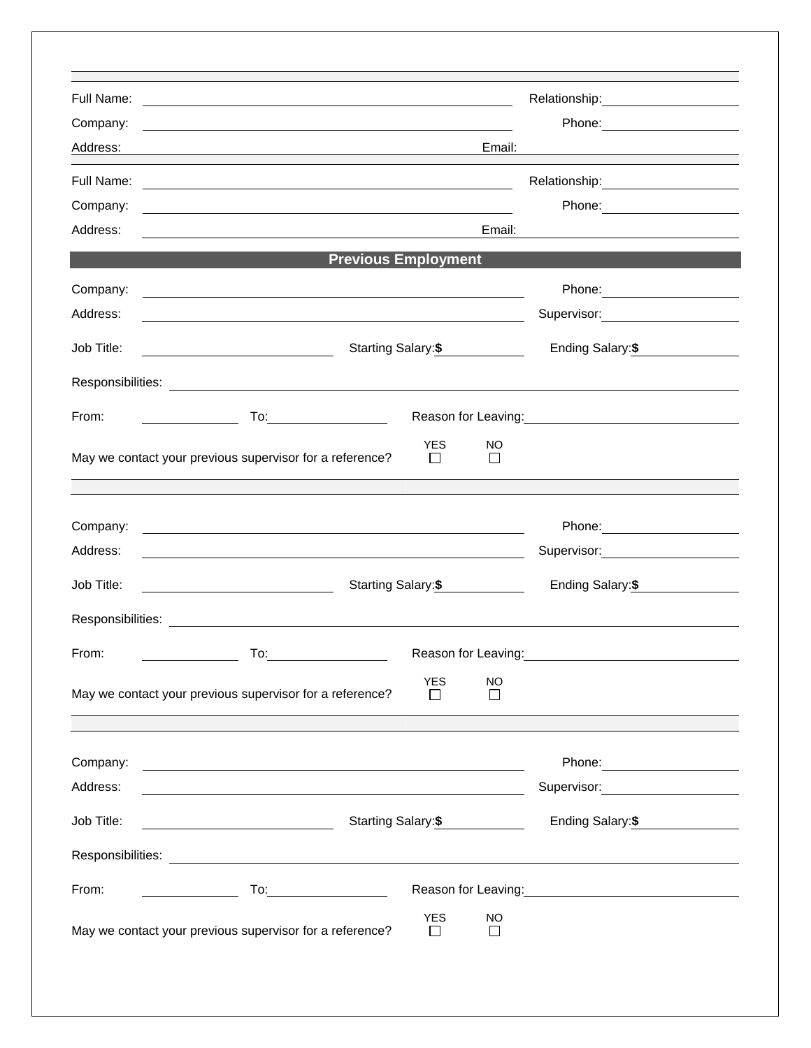Full Name: ______________________ Relationship: ____________

Company: ______________________ Phone: ____________

Address: ______________________ Email: ____________

Full Name: ______________________ Relationship: ____________

Company: ______________________ Phone: ____________

Address: ______________________ Email: ____________

## Previous Employment

Company: ______________________ Phone: ____________

Address: ______________________ Supervisor: ____________

Job Title: ____________ Starting Salary: **$** ____________ Ending Salary: **$** ____________

Responsibilities: ______________________

From: ____________ To: ____________ Reason for Leaving: ____________

May we contact your previous supervisor for a reference? YES ☐ NO ☐

Company: ______________________ Phone: ____________

Address: ______________________ Supervisor: ____________

Job Title: ____________ Starting Salary: **$** ____________ Ending Salary: **$** ____________

Responsibilities: ______________________

From: ____________ To: ____________ Reason for Leaving: ____________

May we contact your previous supervisor for a reference? YES ☐ NO ☐

Company: ______________________ Phone: ____________

Address: ______________________ Supervisor: ____________

Job Title: ____________ Starting Salary: **$** ____________ Ending Salary: **$** ____________

Responsibilities: ______________________

From: ____________ To: ____________ Reason for Leaving: ____________

May we contact your previous supervisor for a reference? YES ☐ NO ☐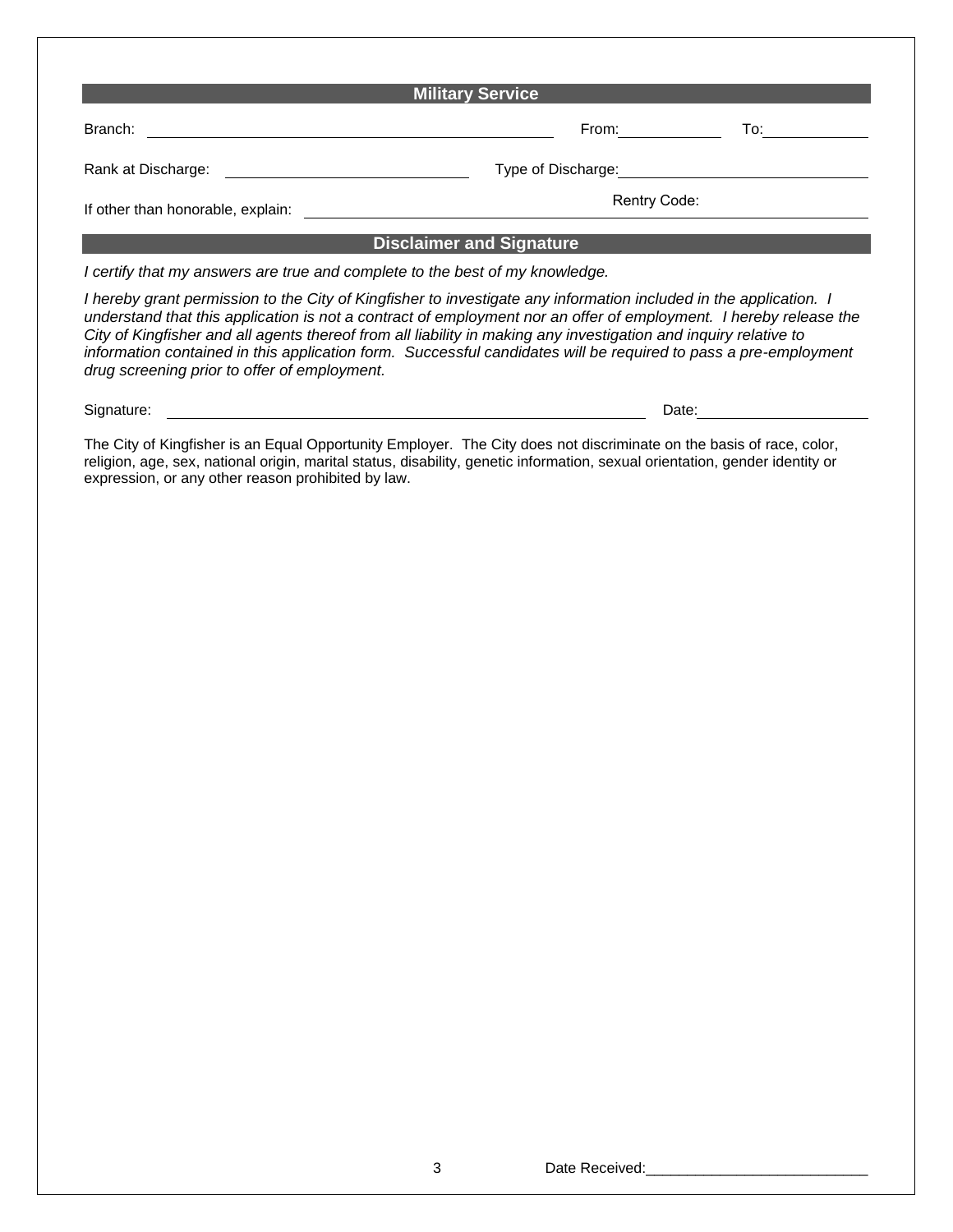## Military Service

Branch: ______________________________ From: __________ To: __________

Rank at Discharge: ______________________ Type of Discharge: ______________________

If other than honorable, explain: ______________________ Rentry Code: __________

## Disclaimer and Signature

*I certify that my answers are true and complete to the best of my knowledge.*

*I hereby grant permission to the City of Kingfisher to investigate any information included in the application. I understand that this application is not a contract of employment nor an offer of employment. I hereby release the City of Kingfisher and all agents thereof from all liability in making any investigation and inquiry relative to information contained in this application form. Successful candidates will be required to pass a pre-employment drug screening prior to offer of employment.*

Signature: ______________________________________ Date: ______________

The City of Kingfisher is an Equal Opportunity Employer. The City does not discriminate on the basis of race, color, religion, age, sex, national origin, marital status, disability, genetic information, sexual orientation, gender identity or expression, or any other reason prohibited by law.

Date Received:___________________________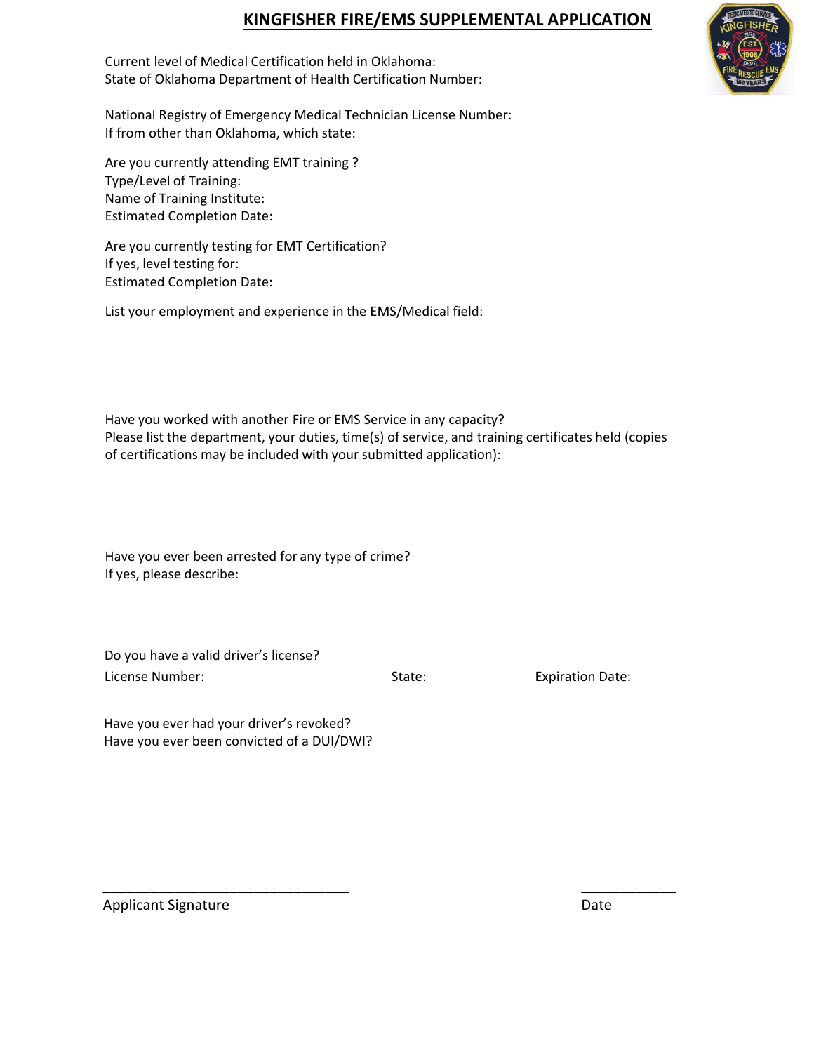# KINGFISHER FIRE/EMS SUPPLEMENTAL APPLICATION

Current level of Medical Certification held in Oklahoma:
State of Oklahoma Department of Health Certification Number:

National Registry of Emergency Medical Technician License Number:
If from other than Oklahoma, which state:

Are you currently attending EMT training ?
Type/Level of Training:
Name of Training Institute:
Estimated Completion Date:

Are you currently testing for EMT Certification?
If yes, level testing for:
Estimated Completion Date:

List your employment and experience in the EMS/Medical field:

Have you worked with another Fire or EMS Service in any capacity?
Please list the department, your duties, time(s) of service, and training certificates held (copies of certifications may be included with your submitted application):

Have you ever been arrested for any type of crime?
If yes, please describe:

Do you have a valid driver's license?
License Number: State: Expiration Date:

Have you ever had your driver's revoked?
Have you ever been convicted of a DUI/DWI?

________________________________ ____________
Applicant Signature Date